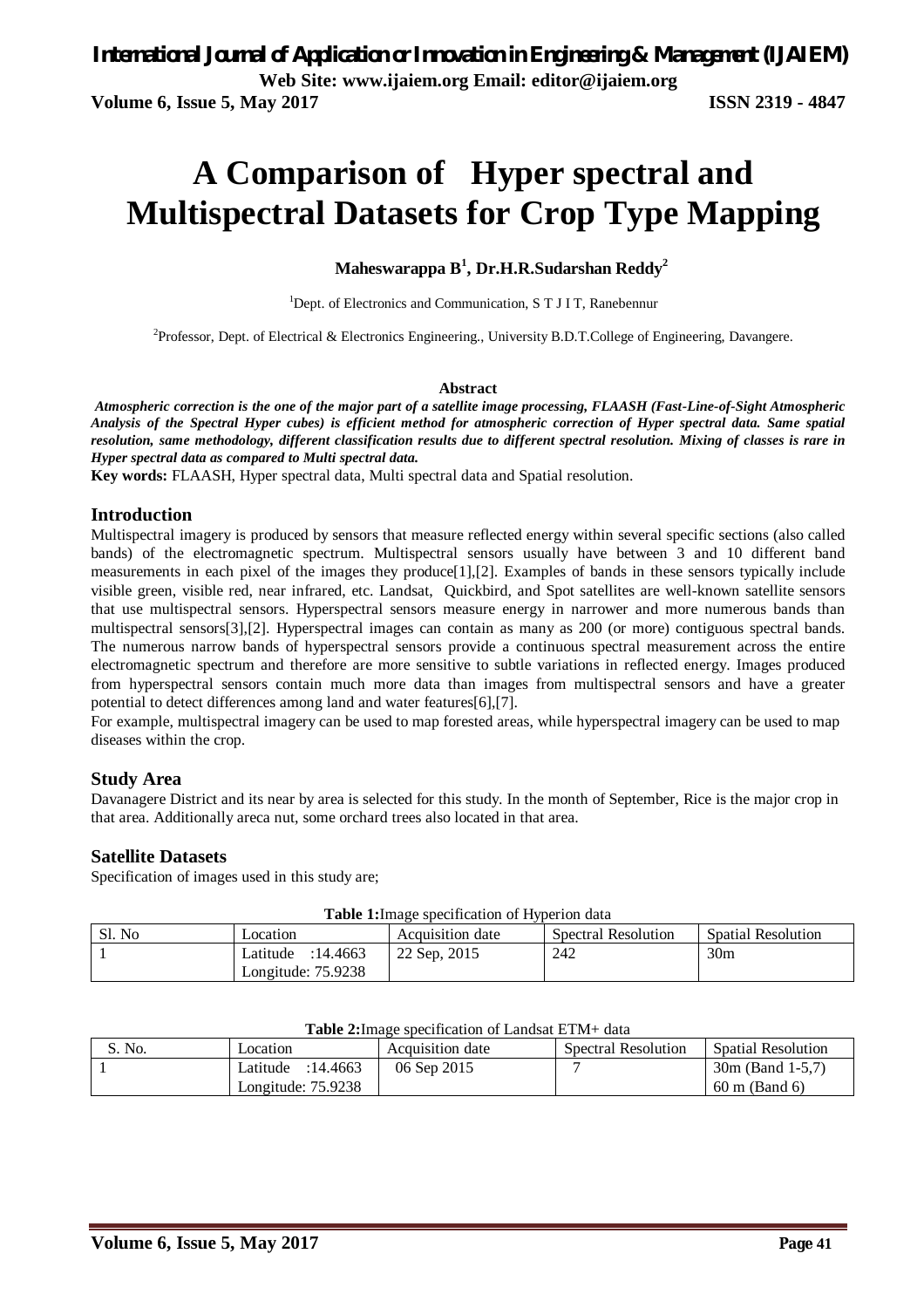# A Comparison of Hyper spectral and Multispectral Datasets for Crop Type Mapping

**Maheswarappa B[1], Dr.H.R.Sudarshan Reddy[2]**

[1]Dept. of Electronics and Communication, S T J I T, Ranebennur

[2]Professor, Dept. of Electrical & Electronics Engineering., University B.D.T.College of Engineering, Davangere.

**Abstract**

***Atmospheric correction is the one of the major part of a satellite image processing, FLAASH (Fast-Line-of-Sight Atmospheric Analysis of the Spectral Hyper cubes) is efficient method for atmospheric correction of Hyper spectral data. Same spatial resolution, same methodology, different classification results due to different spectral resolution. Mixing of classes is rare in Hyper spectral data as compared to Multi spectral data.***

**Key words:** FLAASH, Hyper spectral data, Multi spectral data and Spatial resolution.

## Introduction

Multispectral imagery is produced by sensors that measure reflected energy within several specific sections (also called bands) of the electromagnetic spectrum. Multispectral sensors usually have between 3 and 10 different band measurements in each pixel of the images they produce[1],[2]. Examples of bands in these sensors typically include visible green, visible red, near infrared, etc. Landsat, Quickbird, and Spot satellites are well-known satellite sensors that use multispectral sensors. Hyperspectral sensors measure energy in narrower and more numerous bands than multispectral sensors[3],[2]. Hyperspectral images can contain as many as 200 (or more) contiguous spectral bands. The numerous narrow bands of hyperspectral sensors provide a continuous spectral measurement across the entire electromagnetic spectrum and therefore are more sensitive to subtle variations in reflected energy. Images produced from hyperspectral sensors contain much more data than images from multispectral sensors and have a greater potential to detect differences among land and water features[6],[7].

For example, multispectral imagery can be used to map forested areas, while hyperspectral imagery can be used to map diseases within the crop.

## Study Area

Davanagere District and its near by area is selected for this study. In the month of September, Rice is the major crop in that area. Additionally areca nut, some orchard trees also located in that area.

## Satellite Datasets

Specification of images used in this study are;

**Table 1:**Image specification of Hyperion data

| Sl. No | Location | Acquisition date | Spectral Resolution | Spatial Resolution |
|---|---|---|---|---|
| 1 | Latitude :14.4663<br>Longitude: 75.9238 | 22 Sep, 2015 | 242 | 30m |

**Table 2:**Image specification of Landsat ETM+ data

| S. No. | Location | Acquisition date | Spectral Resolution | Spatial Resolution |
|---|---|---|---|---|
| 1 | Latitude :14.4663<br>Longitude: 75.9238 | 06 Sep 2015 | 7 | 30m (Band 1-5,7)<br>60 m (Band 6) |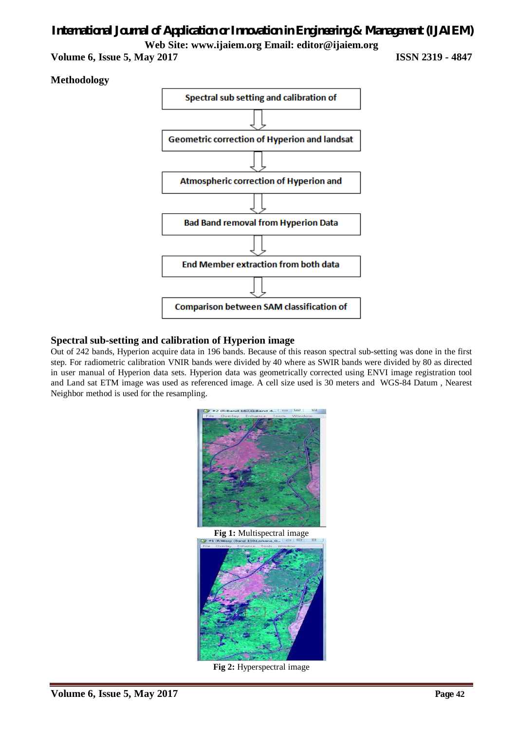**Methodology**

Spectral sub setting and calibration of

Geometric correction of Hyperion and landsat

Atmospheric correction of Hyperion and

Bad Band removal from Hyperion Data

End Member extraction from both data

Comparison between SAM classification of

## Spectral sub-setting and calibration of Hyperion image

Out of 242 bands, Hyperion acquire data in 196 bands. Because of this reason spectral sub-setting was done in the first step. For radiometric calibration VNIR bands were divided by 40 where as SWIR bands were divided by 80 as directed in user manual of Hyperion data sets. Hyperion data was geometrically corrected using ENVI image registration tool and Land sat ETM image was used as referenced image. A cell size used is 30 meters and WGS-84 Datum , Nearest Neighbor method is used for the resampling.

**Fig 1:** Multispectral image

**Fig 2:** Hyperspectral image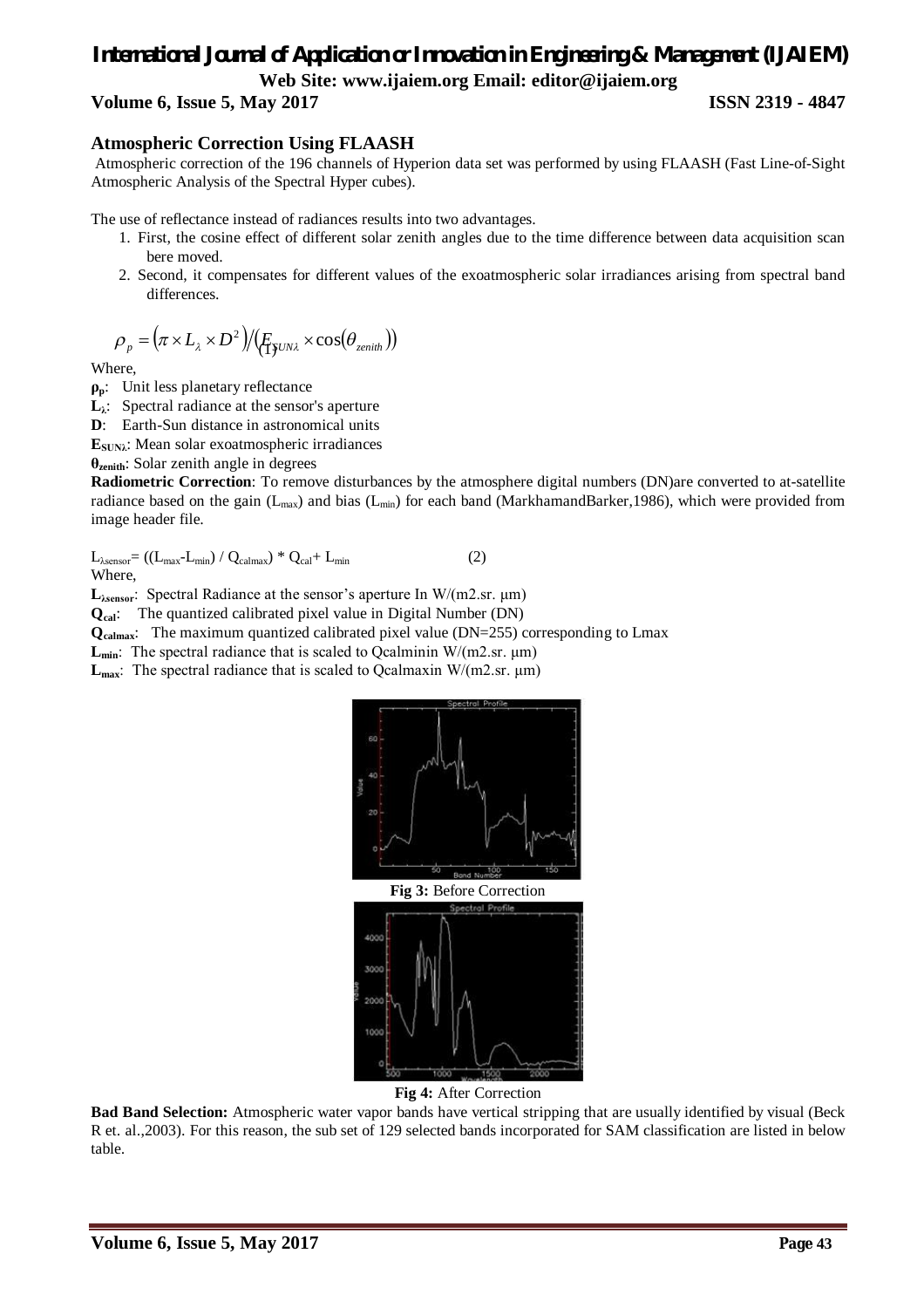### Atmospheric Correction Using FLAASH

Atmospheric correction of the 196 channels of Hyperion data set was performed by using FLAASH (Fast Line-of-Sight Atmospheric Analysis of the Spectral Hyper cubes).

The use of reflectance instead of radiances results into two advantages.

1. First, the cosine effect of different solar zenith angles due to the time difference between data acquisition scan bere moved.
2. Second, it compensates for different values of the exoatmospheric solar irradiances arising from spectral band differences.

$$\rho_p = \left(\pi \times L_\lambda \times D^2\right) / \left(E_{SUN\lambda} \times \cos\left(\theta_{zenith}\right)\right) \quad (1)$$

Where,

**$\rho_p$**: Unit less planetary reflectance

**$L_\lambda$**: Spectral radiance at the sensor's aperture

**D**: Earth-Sun distance in astronomical units

**$E_{SUN\lambda}$**: Mean solar exoatmospheric irradiances

**$\theta_{zenith}$**: Solar zenith angle in degrees

**Radiometric Correction**: To remove disturbances by the atmosphere digital numbers (DN)are converted to at-satellite radiance based on the gain ($L_{max}$) and bias ($L_{min}$) for each band (MarkhamandBarker,1986), which were provided from image header file.

$$L_{\lambda sensor} = ((L_{max} - L_{min}) / Q_{calmax}) * Q_{cal} + L_{min} \quad (2)$$

Where,

**$L_{\lambda sensor}$**: Spectral Radiance at the sensor's aperture In W/(m2.sr. µm)

**$Q_{cal}$**: The quantized calibrated pixel value in Digital Number (DN)

**$Q_{calmax}$**: The maximum quantized calibrated pixel value (DN=255) corresponding to Lmax

**$L_{min}$**: The spectral radiance that is scaled to Qcalminin W/(m2.sr. µm)

**$L_{max}$**: The spectral radiance that is scaled to Qcalmaxin W/(m2.sr. µm)

Spectral Profile
Value
0
20
40
60
50
100
150
Band Number

**Fig 3:** Before Correction

Spectral Profile
Value
0
1000
2000
3000
4000
500
1000
1500
2000
Wavelength

**Fig 4:** After Correction

**Bad Band Selection:** Atmospheric water vapor bands have vertical stripping that are usually identified by visual (Beck R et. al.,2003). For this reason, the sub set of 129 selected bands incorporated for SAM classification are listed in below table.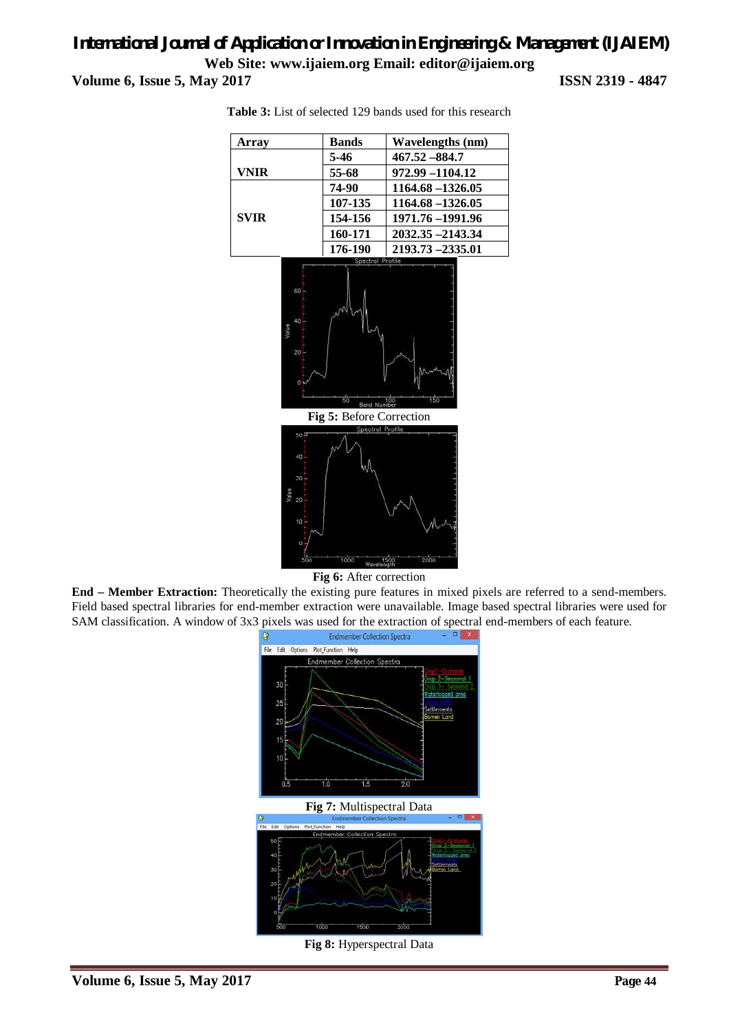**Table 3:** List of selected 129 bands used for this research

| Array | Bands | Wavelengths (nm) |
|---|---|---|
| VNIR | 5-46 | 467.52 –884.7 |
| | 55-68 | 972.99 –1104.12 |
| SVIR | 74-90 | 1164.68 –1326.05 |
| | 107-135 | 1164.68 –1326.05 |
| | 154-156 | 1971.76 –1991.96 |
| | 160-171 | 2032.35 –2143.34 |
| | 176-190 | 2193.73 –2335.01 |

Spectral Profile
Value
60
40
20
0
50
100
150
Band Number

**Fig 5:** Before Correction

Spectral Profile
Value
50
40
30
20
10
0
500
1000
1500
2000
Wavelength

**Fig 6:** After correction

**End – Member Extraction:** Theoretically the existing pure features in mixed pixels are referred to a send-members. Field based spectral libraries for end-member extraction were unavailable. Image based spectral libraries were used for SAM classification. A window of 3x3 pixels was used for the extraction of spectral end-members of each feature.

Endmember Collection Spectra
File Edit Options Plot_Function Help
Endmember Collection Spectra
30
25
20
15
10
0.5
1.0
1.5
2.0
Crop1 –Orchards
Crop 2–Seasonal 1
Crop 3– Seasonal 2
Waterlogged area
Settlements
Barren Land

**Fig 7:** Multispectral Data

Endmember Collection Spectra
File Edit Options Plot_Function Help
Endmember Collection Spectra
50
40
30
20
10
0
500
1000
1500
2000
Crop1 –Orchards
Crop 2–Seasonal 1
Crop 3– Seasonal 2
Waterlogged area
Settlements
Barren Land

**Fig 8:** Hyperspectral Data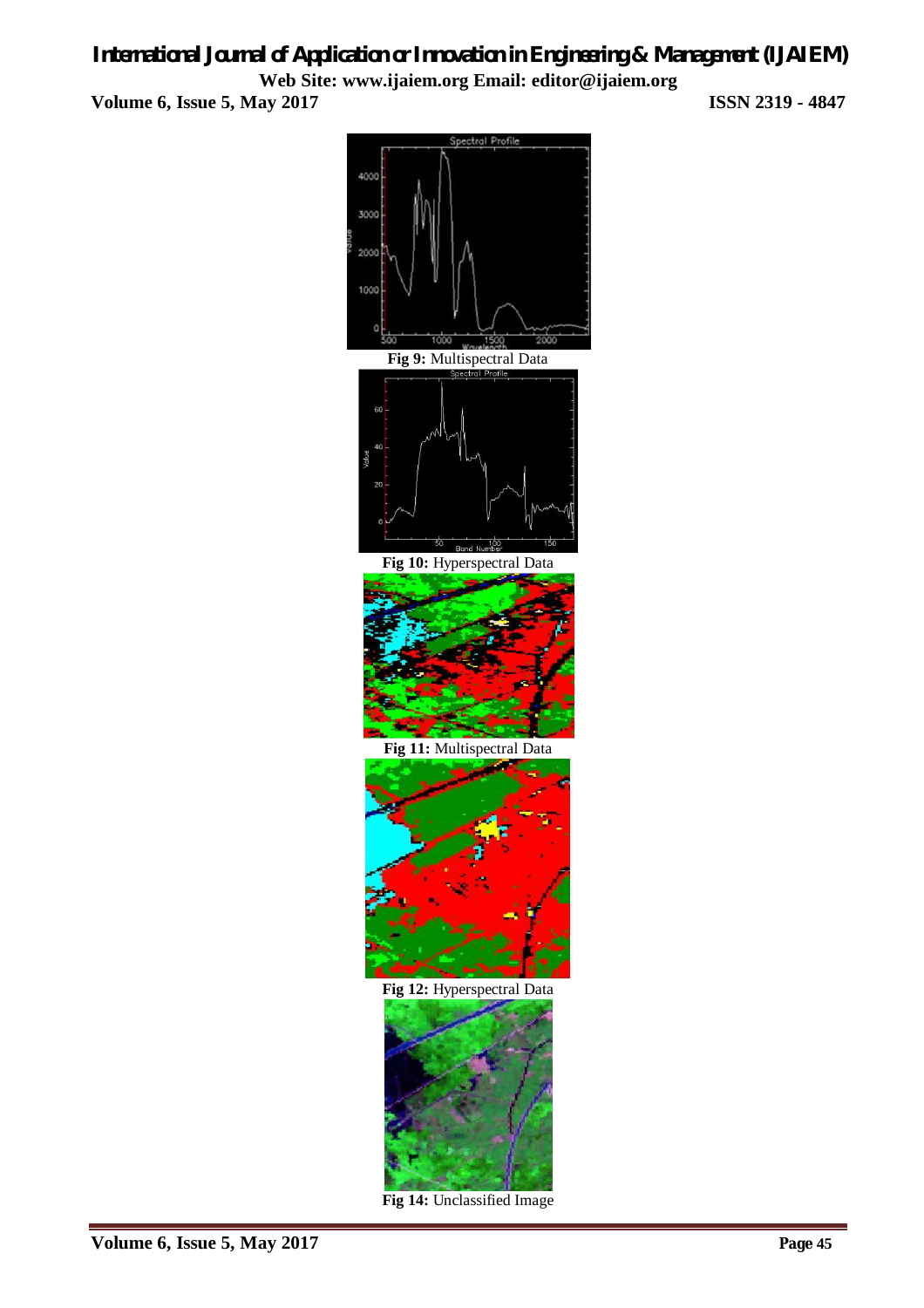Spectral Profile

4000

3000

Value

2000

1000

0

500 1000 1500 2000

Wavelength

**Fig 9:** Multispectral Data

Spectral Profile

60

40

Value

20

0

50 100 150

Band Number

**Fig 10:** Hyperspectral Data

**Fig 11:** Multispectral Data

**Fig 12:** Hyperspectral Data

**Fig 14:** Unclassified Image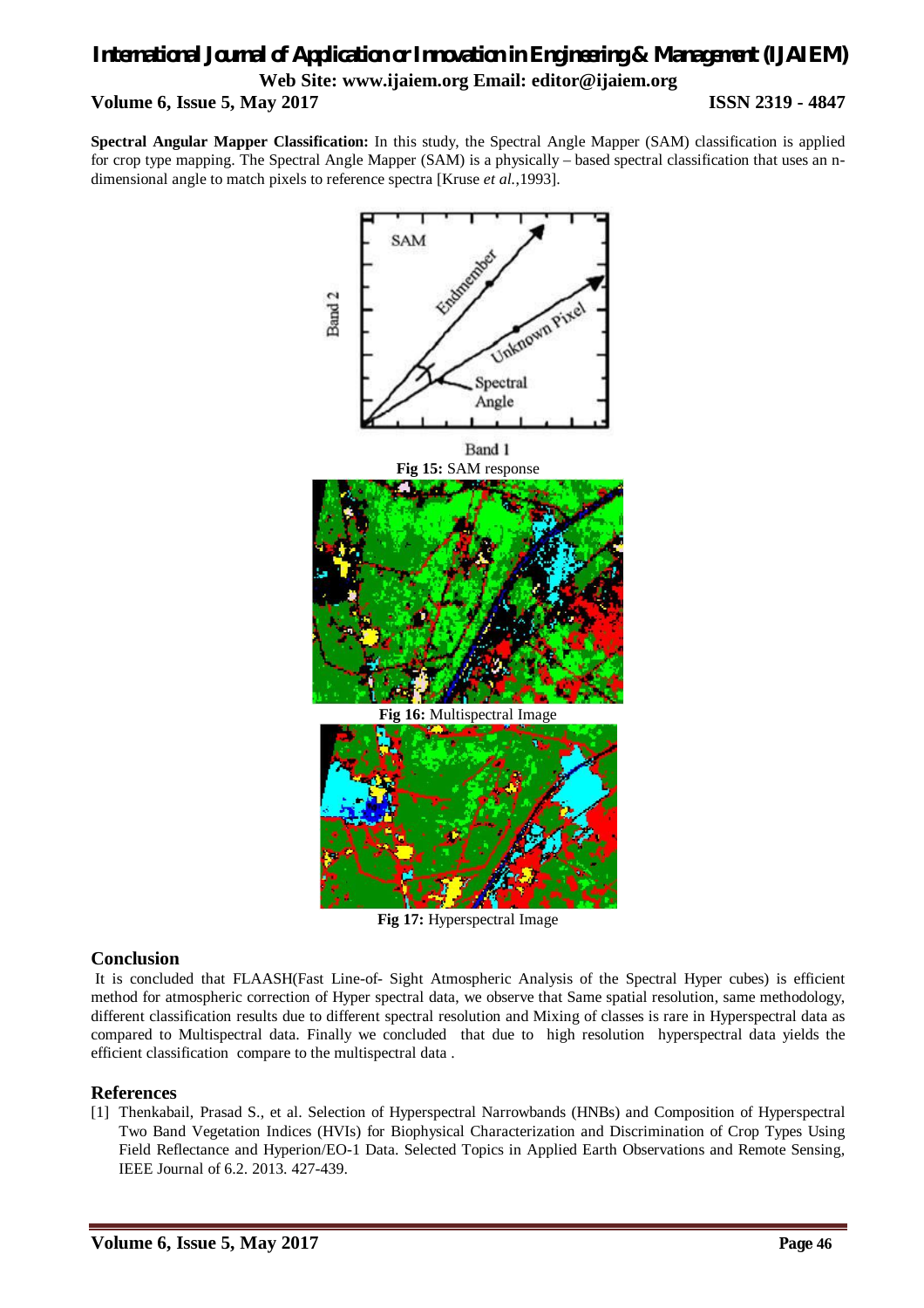**Spectral Angular Mapper Classification:** In this study, the Spectral Angle Mapper (SAM) classification is applied for crop type mapping. The Spectral Angle Mapper (SAM) is a physically – based spectral classification that uses an n-dimensional angle to match pixels to reference spectra [Kruse *et al.*,1993].

SAM

Endmember

Unknown Pixel

Spectral Angle

Band 2

Band 1

**Fig 15:** SAM response

**Fig 16:** Multispectral Image

**Fig 17:** Hyperspectral Image

## Conclusion

It is concluded that FLAASH(Fast Line-of- Sight Atmospheric Analysis of the Spectral Hyper cubes) is efficient method for atmospheric correction of Hyper spectral data, we observe that Same spatial resolution, same methodology, different classification results due to different spectral resolution and Mixing of classes is rare in Hyperspectral data as compared to Multispectral data. Finally we concluded that due to high resolution hyperspectral data yields the efficient classification compare to the multispectral data .

## References

[1] Thenkabail, Prasad S., et al. Selection of Hyperspectral Narrowbands (HNBs) and Composition of Hyperspectral Two Band Vegetation Indices (HVIs) for Biophysical Characterization and Discrimination of Crop Types Using Field Reflectance and Hyperion/EO-1 Data. Selected Topics in Applied Earth Observations and Remote Sensing, IEEE Journal of 6.2. 2013. 427-439.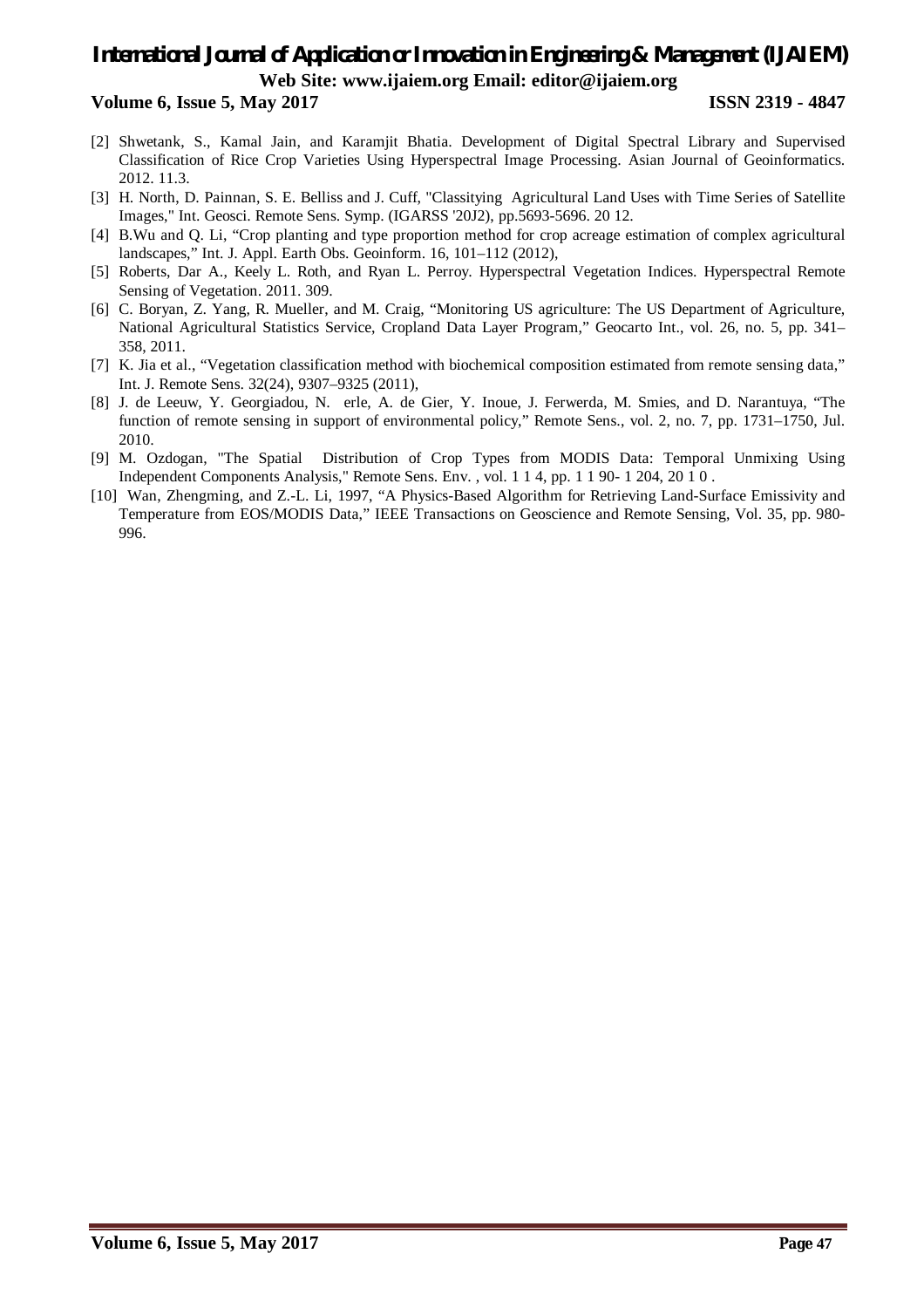[2] Shwetank, S., Kamal Jain, and Karamjit Bhatia. Development of Digital Spectral Library and Supervised Classification of Rice Crop Varieties Using Hyperspectral Image Processing. Asian Journal of Geoinformatics. 2012. 11.3.

[3] H. North, D. Painnan, S. E. Belliss and J. Cuff, "Classitying Agricultural Land Uses with Time Series of Satellite Images," Int. Geosci. Remote Sens. Symp. (IGARSS '20J2), pp.5693-5696. 20 12.

[4] B.Wu and Q. Li, "Crop planting and type proportion method for crop acreage estimation of complex agricultural landscapes," Int. J. Appl. Earth Obs. Geoinform. 16, 101–112 (2012),

[5] Roberts, Dar A., Keely L. Roth, and Ryan L. Perroy. Hyperspectral Vegetation Indices. Hyperspectral Remote Sensing of Vegetation. 2011. 309.

[6] C. Boryan, Z. Yang, R. Mueller, and M. Craig, "Monitoring US agriculture: The US Department of Agriculture, National Agricultural Statistics Service, Cropland Data Layer Program," Geocarto Int., vol. 26, no. 5, pp. 341–358, 2011.

[7] K. Jia et al., "Vegetation classification method with biochemical composition estimated from remote sensing data," Int. J. Remote Sens. 32(24), 9307–9325 (2011),

[8] J. de Leeuw, Y. Georgiadou, N. erle, A. de Gier, Y. Inoue, J. Ferwerda, M. Smies, and D. Narantuya, "The function of remote sensing in support of environmental policy," Remote Sens., vol. 2, no. 7, pp. 1731–1750, Jul. 2010.

[9] M. Ozdogan, "The Spatial Distribution of Crop Types from MODIS Data: Temporal Unmixing Using Independent Components Analysis," Remote Sens. Env. , vol. 1 1 4, pp. 1 1 90- 1 204, 20 1 0 .

[10] Wan, Zhengming, and Z.-L. Li, 1997, "A Physics-Based Algorithm for Retrieving Land-Surface Emissivity and Temperature from EOS/MODIS Data," IEEE Transactions on Geoscience and Remote Sensing, Vol. 35, pp. 980-996.